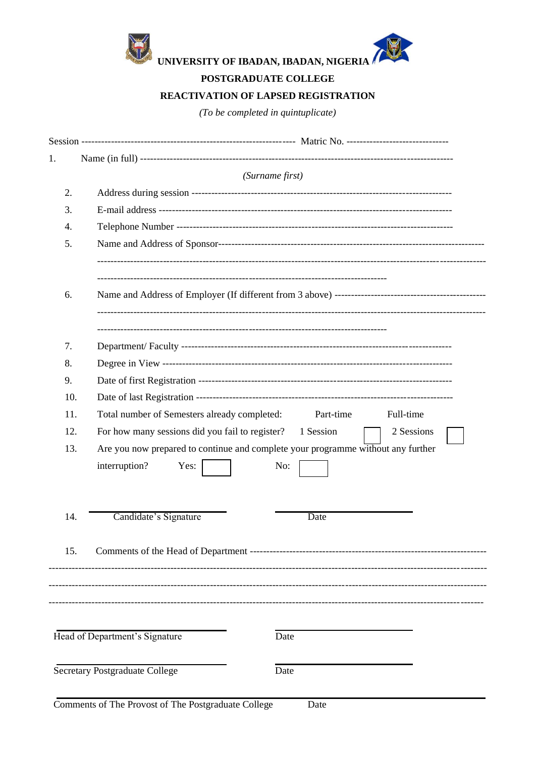**UNIVERSITY OF IBADAN, IBADAN, NIGERIA**

**POSTGRADUATE COLLEGE**

**REACTIVATION OF LAPSED REGISTRATION**

*(To be completed in quintuplicate)*

Session ------------------------------------------------------------------ Matric No. --------------------------------

1. Name (in full) ------------------------------------------------------------------------------------------------

   *(Surname first)*

2. Address during session --------------------------------------------------------------------------------
3. E-mail address -------------------------------------------------------------------------------------------
4. Telephone Number ---------------------------------------------------------------------------------------
5. Name and Address of Sponsor------------------------------------------------------------------------------

   ---------------------------------------------------------------------------------------------------------------------

   ---------------------------------------------------------------------------------------

6. Name and Address of Employer (If different from 3 above) ----------------------------------------------

   ---------------------------------------------------------------------------------------------------------------------

   ---------------------------------------------------------------------------------------

7. Department/ Faculty --------------------------------------------------------------------------------
8. Degree in View -------------------------------------------------------------------------------------
9. Date of first Registration -----------------------------------------------------------------------------
10. Date of last Registration -----------------------------------------------------------------------------
11. Total number of Semesters already completed: Part-time Full-time
12. For how many sessions did you fail to register? 1 Session [ ] 2 Sessions [ ]
13. Are you now prepared to continue and complete your programme without any further interruption? Yes: [ ] No: [ ]

14. \_\_\_\_\_\_\_\_\_\_\_\_\_\_\_\_\_\_\_\_\_\_\_\_\_\_\_\_ \_\_\_\_\_\_\_\_\_\_\_\_\_\_\_\_\_\_\_\_\_\_\_\_\_\_\_\_

    Candidate's Signature Date

15. Comments of the Head of Department ----------------------------------------------------------------------

-----------------------------------------------------------------------------------------------------------------------------

-----------------------------------------------------------------------------------------------------------------------------

-----------------------------------------------------------------------------------------------------------------------------

\_\_\_\_\_\_\_\_\_\_\_\_\_\_\_\_\_\_\_\_\_\_\_\_\_\_\_\_ \_\_\_\_\_\_\_\_\_\_\_\_\_\_\_\_\_\_\_\_\_\_\_\_\_\_\_\_

Head of Department's Signature Date

\_\_\_\_\_\_\_\_\_\_\_\_\_\_\_\_\_\_\_\_\_\_\_\_\_\_\_\_ \_\_\_\_\_\_\_\_\_\_\_\_\_\_\_\_\_\_\_\_\_\_\_\_\_\_\_\_

Secretary Postgraduate College Date

\_\_\_\_\_\_\_\_\_\_\_\_\_\_\_\_\_\_\_\_\_\_\_\_\_\_\_\_\_\_\_\_\_\_\_\_\_\_\_\_\_\_\_\_\_\_\_\_\_\_\_\_\_\_\_\_\_\_\_\_

Comments of The Provost of The Postgraduate College Date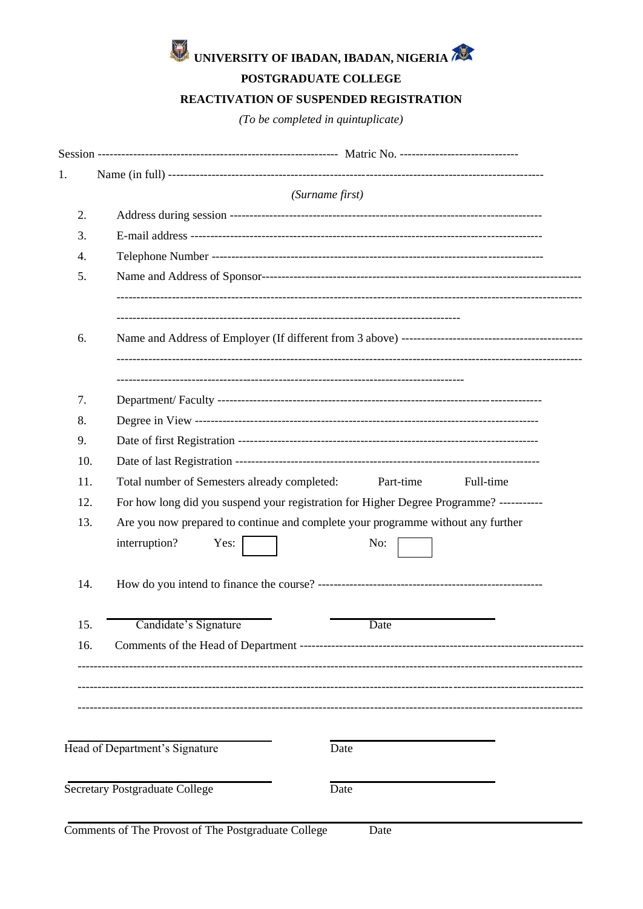**UNIVERSITY OF IBADAN, IBADAN, NIGERIA**

**POSTGRADUATE COLLEGE**

**REACTIVATION OF SUSPENDED REGISTRATION**

*(To be completed in quintuplicate)*

Session ------------------------------------------------------------ Matric No. ------------------------------

1. Name (in full) ------------------------------------------------------------------------------------------

   *(Surname first)*

2. Address during session ---------------------------------------------------------------------------
3. E-mail address -------------------------------------------------------------------------------------
4. Telephone Number -----------------------------------------------------------------------------------
5. Name and Address of Sponsor-------------------------------------------------------------------------------

   ----------------------------------------------------------------------------------------------------------------

   -------------------------------------------------------------------------------------
6. Name and Address of Employer (If different from 3 above) ---------------------------------------------

   ----------------------------------------------------------------------------------------------------------------

   -------------------------------------------------------------------------------------
7. Department/ Faculty ----------------------------------------------------------------------------------
8. Degree in View --------------------------------------------------------------------------------------
9. Date of first Registration ---------------------------------------------------------------------------
10. Date of last Registration -----------------------------------------------------------------------------
11. Total number of Semesters already completed: Part-time Full-time
12. For how long did you suspend your registration for Higher Degree Programme? -----------
13. Are you now prepared to continue and complete your programme without any further interruption? Yes: ☐ No: ☐
14. How do you intend to finance the course? ---------------------------------------------------------
15. Candidate's Signature Date
16. Comments of the Head of Department ------------------------------------------------------------------

----------------------------------------------------------------------------------------------------------------------

----------------------------------------------------------------------------------------------------------------------

----------------------------------------------------------------------------------------------------------------------

Head of Department's Signature Date

Secretary Postgraduate College Date

Comments of The Provost of The Postgraduate College Date